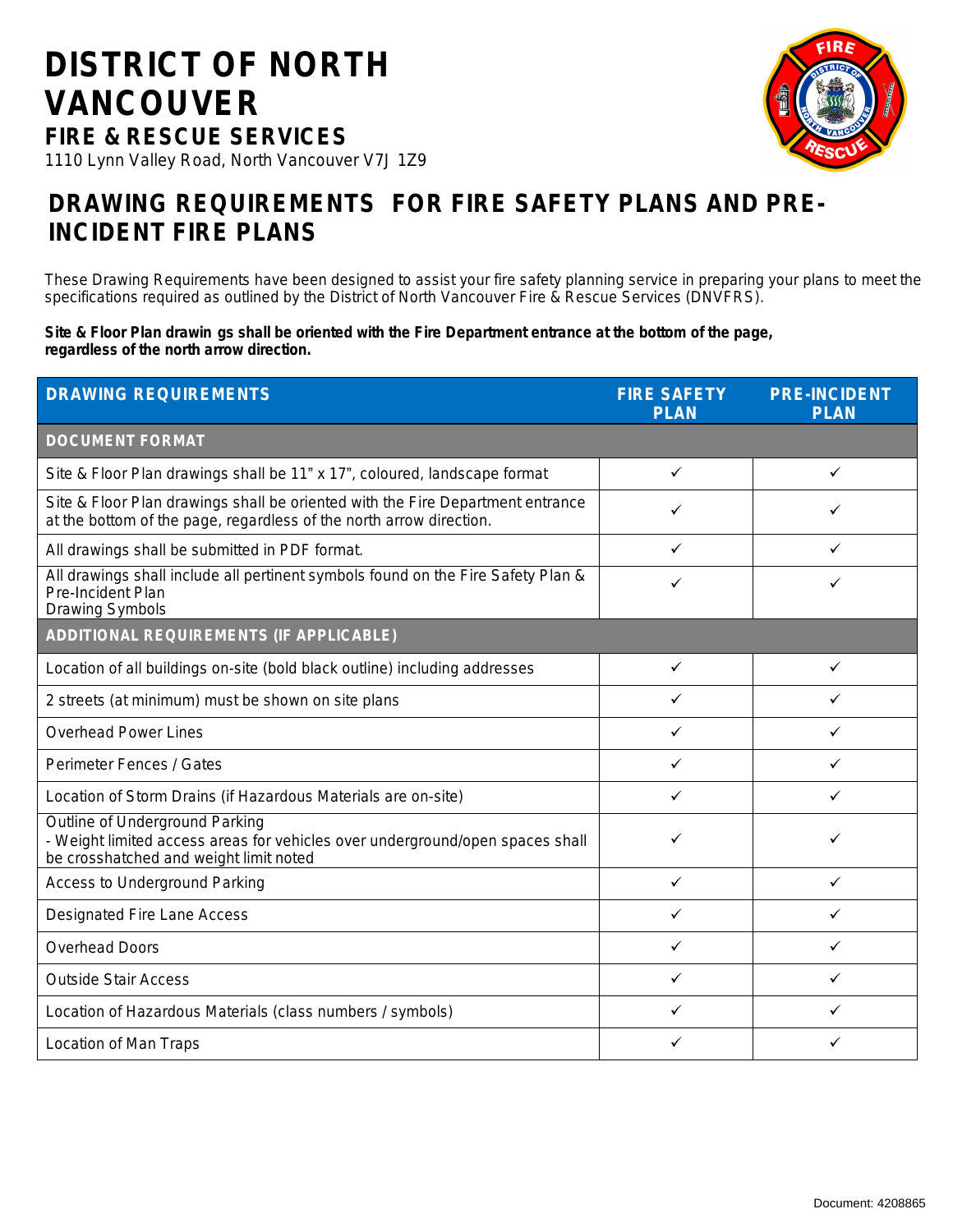# DISTRICT OF NORTH VANCOUVER

## FIRE & RESCUE SERVICES

1110 Lynn Valley Road, North Vancouver V7J 1Z9

## DRAWING REQUIREMENTS FOR FIRE SAFETY PLANS AND PRE-INCIDENT FIRE PLANS

These Drawing Requirements have been designed to assist your fire safety planning service in preparing your plans to meet the specifications required as outlined by the District of North Vancouver Fire & Rescue Services (DNVFRS).

**Site & Floor Plan drawin gs shall be oriented with the Fire Department entrance at the bottom of the page, regardless of the north arrow direction.**

| DRAWING REQUIREMENTS | FIRE SAFETY PLAN | PRE-INCIDENT PLAN |
|---|---|---|
| **DOCUMENT FORMAT** | | |
| Site & Floor Plan drawings shall be 11" x 17", coloured, landscape format | ✓ | ✓ |
| Site & Floor Plan drawings shall be oriented with the Fire Department entrance at the bottom of the page, regardless of the north arrow direction. | ✓ | ✓ |
| All drawings shall be submitted in PDF format. | ✓ | ✓ |
| All drawings shall include all pertinent symbols found on the Fire Safety Plan & Pre-Incident Plan Drawing Symbols | ✓ | ✓ |
| **ADDITIONAL REQUIREMENTS (IF APPLICABLE)** | | |
| Location of all buildings on-site (bold black outline) including addresses | ✓ | ✓ |
| 2 streets (at minimum) must be shown on site plans | ✓ | ✓ |
| Overhead Power Lines | ✓ | ✓ |
| Perimeter Fences / Gates | ✓ | ✓ |
| Location of Storm Drains (if Hazardous Materials are on-site) | ✓ | ✓ |
| Outline of Underground Parking - Weight limited access areas for vehicles over underground/open spaces shall be crosshatched and weight limit noted | ✓ | ✓ |
| Access to Underground Parking | ✓ | ✓ |
| Designated Fire Lane Access | ✓ | ✓ |
| Overhead Doors | ✓ | ✓ |
| Outside Stair Access | ✓ | ✓ |
| Location of Hazardous Materials (class numbers / symbols) | ✓ | ✓ |
| Location of Man Traps | ✓ | ✓ |

Document: 4208865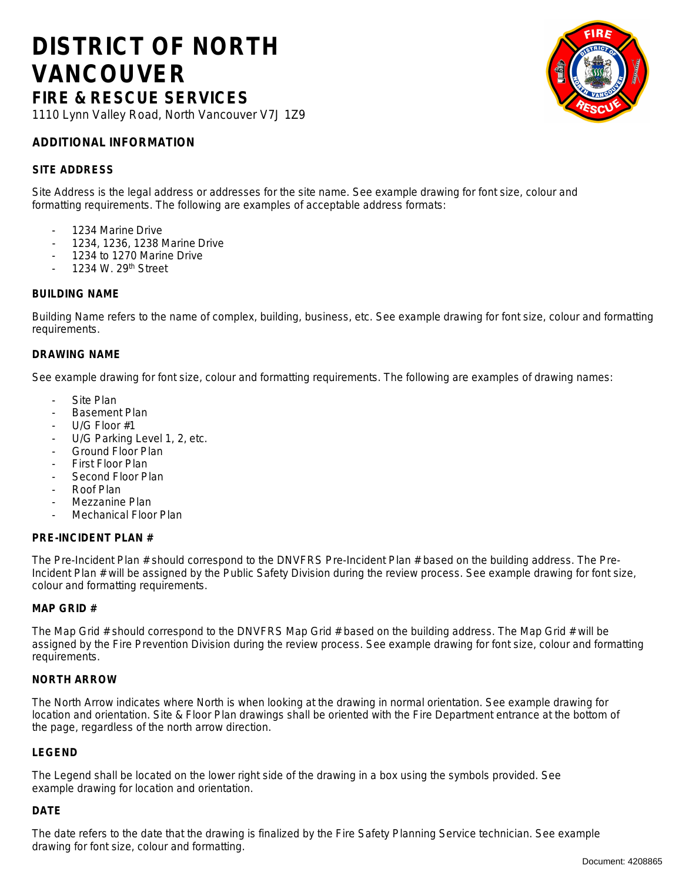# DISTRICT OF NORTH VANCOUVER

## FIRE & RESCUE SERVICES

1110 Lynn Valley Road, North Vancouver V7J 1Z9

### ADDITIONAL INFORMATION

#### SITE ADDRESS

Site Address is the legal address or addresses for the site name. See example drawing for font size, colour and formatting requirements. The following are examples of acceptable address formats:

- 1234 Marine Drive
- 1234, 1236, 1238 Marine Drive
- 1234 to 1270 Marine Drive
- 1234 W. 29th Street

#### BUILDING NAME

Building Name refers to the name of complex, building, business, etc. See example drawing for font size, colour and formatting requirements.

#### DRAWING NAME

See example drawing for font size, colour and formatting requirements. The following are examples of drawing names:

- Site Plan
- Basement Plan
- U/G Floor #1
- U/G Parking Level 1, 2, etc.
- Ground Floor Plan
- First Floor Plan
- Second Floor Plan
- Roof Plan
- Mezzanine Plan
- Mechanical Floor Plan

#### PRE-INCIDENT PLAN #

The Pre-Incident Plan # should correspond to the DNVFRS Pre-Incident Plan # based on the building address. The Pre-Incident Plan # will be assigned by the Public Safety Division during the review process. See example drawing for font size, colour and formatting requirements.

#### MAP GRID #

The Map Grid # should correspond to the DNVFRS Map Grid # based on the building address. The Map Grid # will be assigned by the Fire Prevention Division during the review process. See example drawing for font size, colour and formatting requirements.

#### NORTH ARROW

The North Arrow indicates where North is when looking at the drawing in normal orientation. See example drawing for location and orientation. Site & Floor Plan drawings shall be oriented with the Fire Department entrance at the bottom of the page, regardless of the north arrow direction.

#### LEGEND

The Legend shall be located on the lower right side of the drawing in a box using the symbols provided. See example drawing for location and orientation.

#### DATE

The date refers to the date that the drawing is finalized by the Fire Safety Planning Service technician. See example drawing for font size, colour and formatting.

Document: 4208865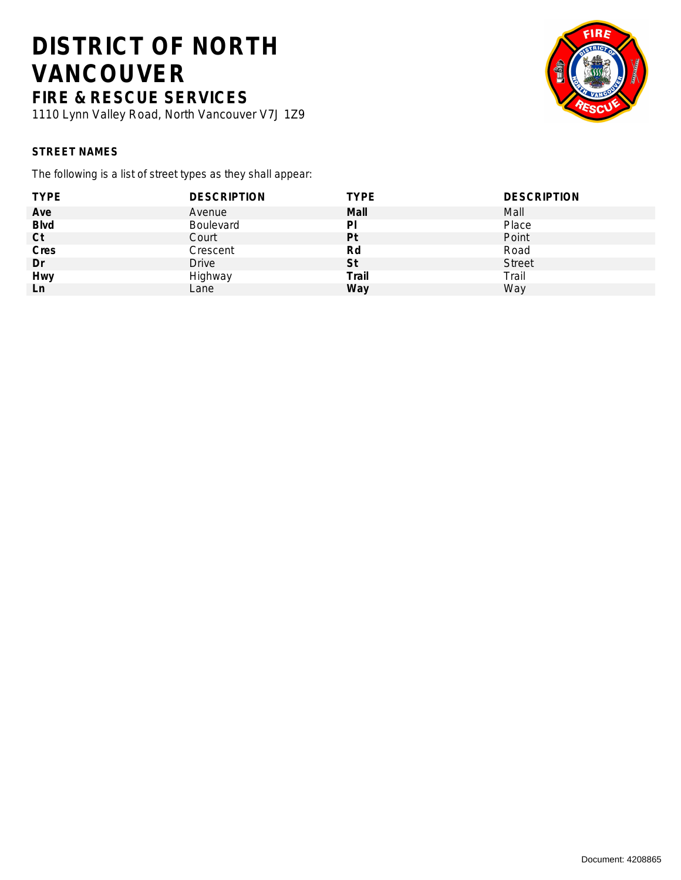# DISTRICT OF NORTH VANCOUVER

## FIRE & RESCUE SERVICES

1110 Lynn Valley Road, North Vancouver V7J 1Z9

### STREET NAMES

The following is a list of street types as they shall appear:

| TYPE | DESCRIPTION | TYPE | DESCRIPTION |
|---|---|---|---|
| **Ave** | Avenue | **Mall** | Mall |
| **Blvd** | Boulevard | **Pl** | Place |
| **Ct** | Court | **Pt** | Point |
| **Cres** | Crescent | **Rd** | Road |
| **Dr** | Drive | **St** | Street |
| **Hwy** | Highway | **Trail** | Trail |
| **Ln** | Lane | **Way** | Way |

Document: 4208865